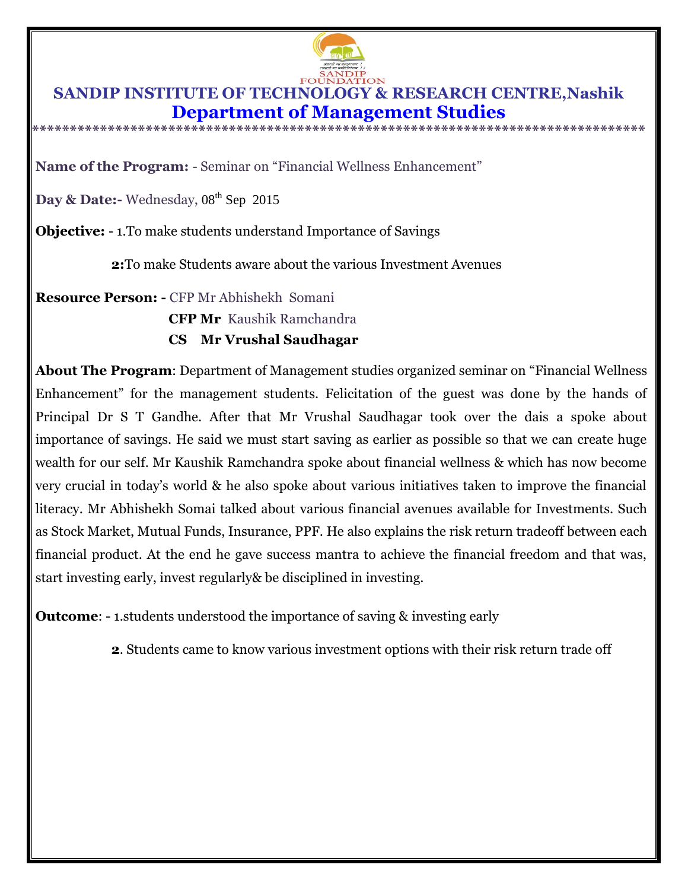SANDIP FOUNDATION

# SANDIP INSTITUTE OF TECHNOLOGY & RESEARCH CENTRE,Nashik

## Department of Management Studies

*******************************************************************************

**Name of the Program:** - Seminar on "Financial Wellness Enhancement"

**Day & Date:-** Wednesday, 08th Sep 2015

**Objective:** - 1.To make students understand Importance of Savings

**2:**To make Students aware about the various Investment Avenues

**Resource Person: -** CFP Mr Abhishekh Somani

**CFP Mr** Kaushik Ramchandra

**CS Mr Vrushal Saudhagar**

**About The Program**: Department of Management studies organized seminar on "Financial Wellness Enhancement" for the management students. Felicitation of the guest was done by the hands of Principal Dr S T Gandhe. After that Mr Vrushal Saudhagar took over the dais a spoke about importance of savings. He said we must start saving as earlier as possible so that we can create huge wealth for our self. Mr Kaushik Ramchandra spoke about financial wellness & which has now become very crucial in today's world & he also spoke about various initiatives taken to improve the financial literacy. Mr Abhishekh Somai talked about various financial avenues available for Investments. Such as Stock Market, Mutual Funds, Insurance, PPF. He also explains the risk return tradeoff between each financial product. At the end he gave success mantra to achieve the financial freedom and that was, start investing early, invest regularly& be disciplined in investing.

**Outcome**: - 1.students understood the importance of saving & investing early

**2**. Students came to know various investment options with their risk return trade off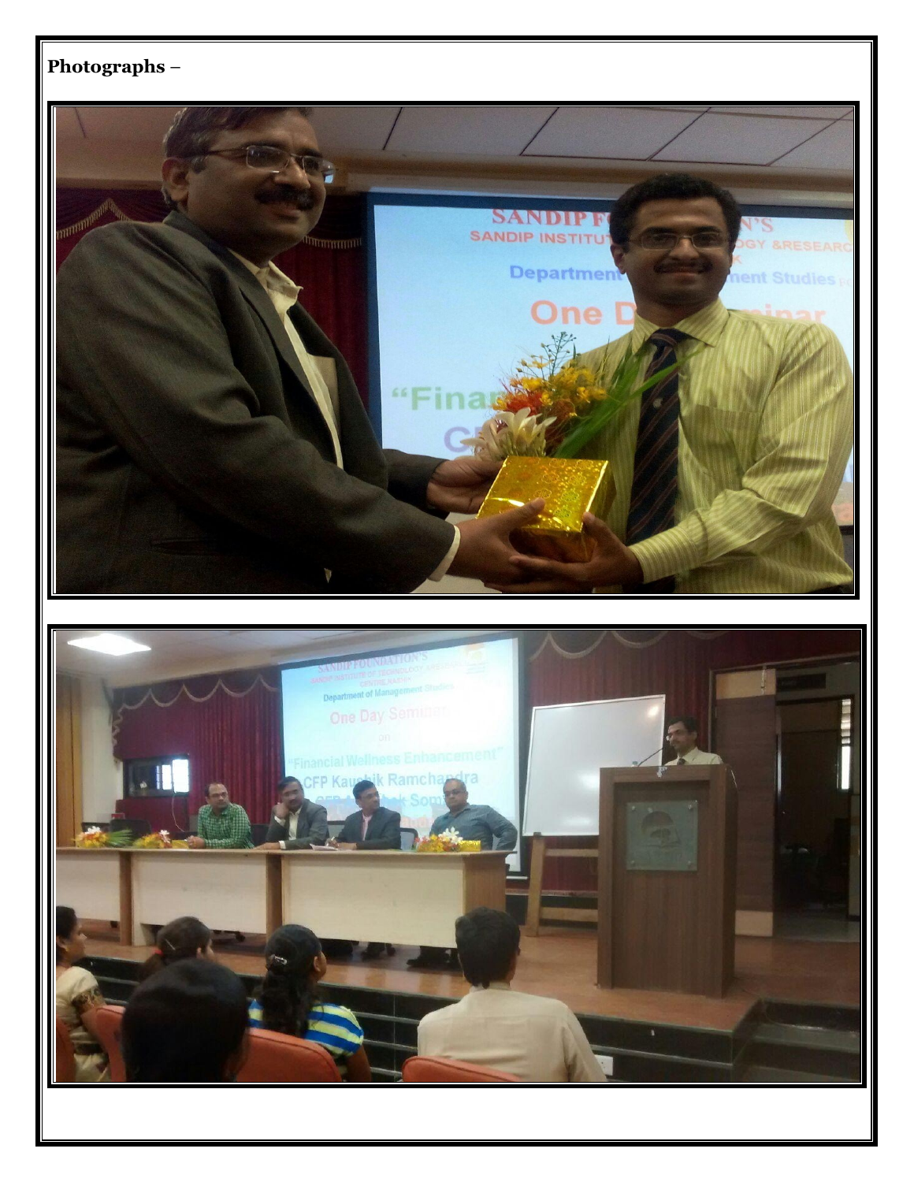**Photographs –**